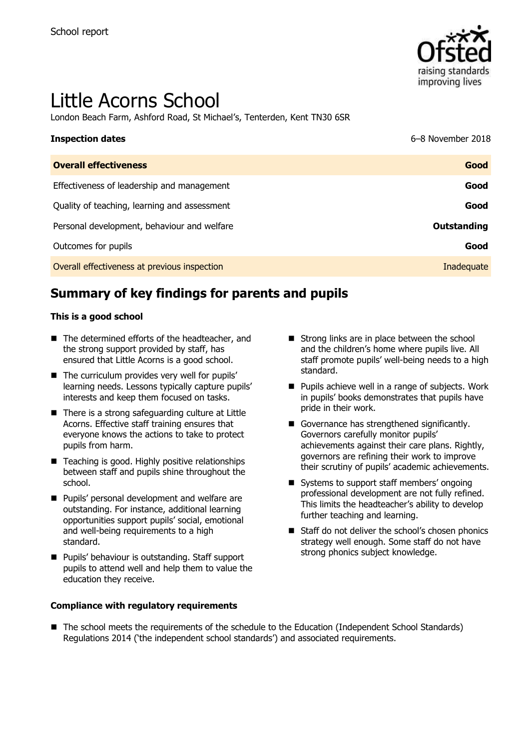School report

# Little Acorns School

London Beach Farm, Ashford Road, St Michael's, Tenterden, Kent TN30 6SR

| **Inspection dates** | 6–8 November 2018 |
|---|---|
| **Overall effectiveness** | **Good** |
| Effectiveness of leadership and management | **Good** |
| Quality of teaching, learning and assessment | **Good** |
| Personal development, behaviour and welfare | **Outstanding** |
| Outcomes for pupils | **Good** |
| Overall effectiveness at previous inspection | Inadequate |

## Summary of key findings for parents and pupils

### This is a good school

- The determined efforts of the headteacher, and the strong support provided by staff, has ensured that Little Acorns is a good school.
- The curriculum provides very well for pupils' learning needs. Lessons typically capture pupils' interests and keep them focused on tasks.
- There is a strong safeguarding culture at Little Acorns. Effective staff training ensures that everyone knows the actions to take to protect pupils from harm.
- Teaching is good. Highly positive relationships between staff and pupils shine throughout the school.
- Pupils' personal development and welfare are outstanding. For instance, additional learning opportunities support pupils' social, emotional and well-being requirements to a high standard.
- Pupils' behaviour is outstanding. Staff support pupils to attend well and help them to value the education they receive.
- Strong links are in place between the school and the children's home where pupils live. All staff promote pupils' well-being needs to a high standard.
- Pupils achieve well in a range of subjects. Work in pupils' books demonstrates that pupils have pride in their work.
- Governance has strengthened significantly. Governors carefully monitor pupils' achievements against their care plans. Rightly, governors are refining their work to improve their scrutiny of pupils' academic achievements.
- Systems to support staff members' ongoing professional development are not fully refined. This limits the headteacher's ability to develop further teaching and learning.
- Staff do not deliver the school's chosen phonics strategy well enough. Some staff do not have strong phonics subject knowledge.

### Compliance with regulatory requirements

- The school meets the requirements of the schedule to the Education (Independent School Standards) Regulations 2014 ('the independent school standards') and associated requirements.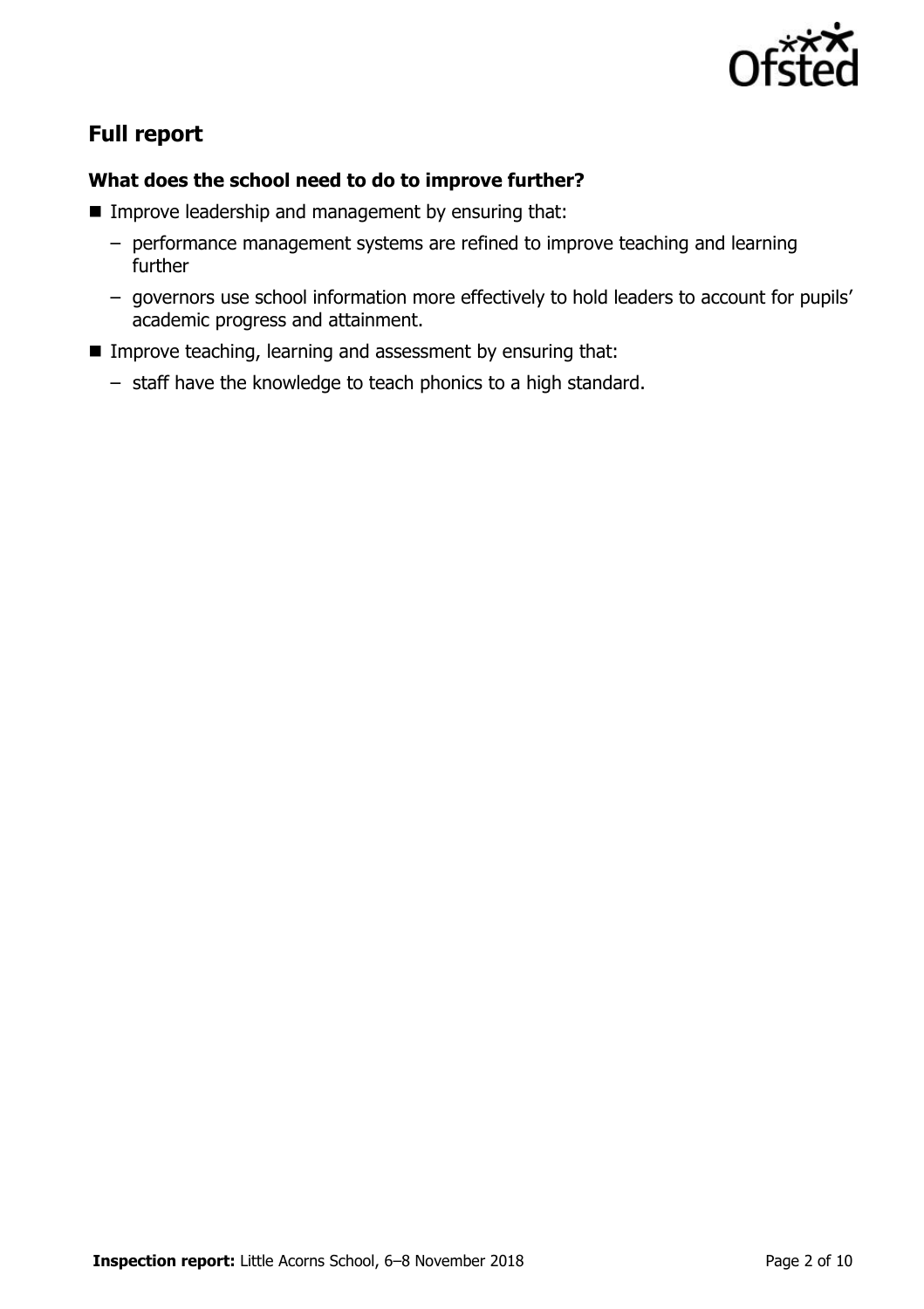## Full report

### What does the school need to do to improve further?

- Improve leadership and management by ensuring that:
  - performance management systems are refined to improve teaching and learning further
  - governors use school information more effectively to hold leaders to account for pupils' academic progress and attainment.
- Improve teaching, learning and assessment by ensuring that:
  - staff have the knowledge to teach phonics to a high standard.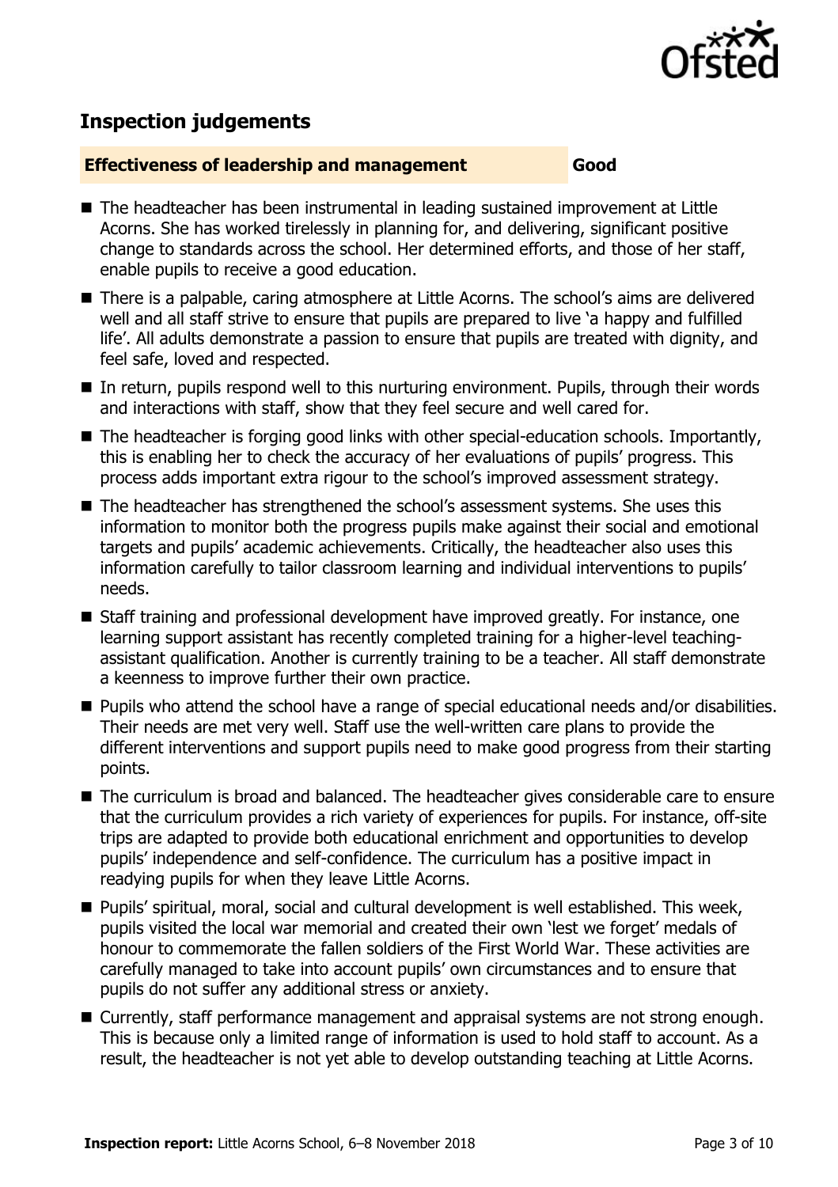## Inspection judgements

| **Effectiveness of leadership and management** | **Good** |
| --- | --- |

- The headteacher has been instrumental in leading sustained improvement at Little Acorns. She has worked tirelessly in planning for, and delivering, significant positive change to standards across the school. Her determined efforts, and those of her staff, enable pupils to receive a good education.
- There is a palpable, caring atmosphere at Little Acorns. The school's aims are delivered well and all staff strive to ensure that pupils are prepared to live 'a happy and fulfilled life'. All adults demonstrate a passion to ensure that pupils are treated with dignity, and feel safe, loved and respected.
- In return, pupils respond well to this nurturing environment. Pupils, through their words and interactions with staff, show that they feel secure and well cared for.
- The headteacher is forging good links with other special-education schools. Importantly, this is enabling her to check the accuracy of her evaluations of pupils' progress. This process adds important extra rigour to the school's improved assessment strategy.
- The headteacher has strengthened the school's assessment systems. She uses this information to monitor both the progress pupils make against their social and emotional targets and pupils' academic achievements. Critically, the headteacher also uses this information carefully to tailor classroom learning and individual interventions to pupils' needs.
- Staff training and professional development have improved greatly. For instance, one learning support assistant has recently completed training for a higher-level teaching-assistant qualification. Another is currently training to be a teacher. All staff demonstrate a keenness to improve further their own practice.
- Pupils who attend the school have a range of special educational needs and/or disabilities. Their needs are met very well. Staff use the well-written care plans to provide the different interventions and support pupils need to make good progress from their starting points.
- The curriculum is broad and balanced. The headteacher gives considerable care to ensure that the curriculum provides a rich variety of experiences for pupils. For instance, off-site trips are adapted to provide both educational enrichment and opportunities to develop pupils' independence and self-confidence. The curriculum has a positive impact in readying pupils for when they leave Little Acorns.
- Pupils' spiritual, moral, social and cultural development is well established. This week, pupils visited the local war memorial and created their own 'lest we forget' medals of honour to commemorate the fallen soldiers of the First World War. These activities are carefully managed to take into account pupils' own circumstances and to ensure that pupils do not suffer any additional stress or anxiety.
- Currently, staff performance management and appraisal systems are not strong enough. This is because only a limited range of information is used to hold staff to account. As a result, the headteacher is not yet able to develop outstanding teaching at Little Acorns.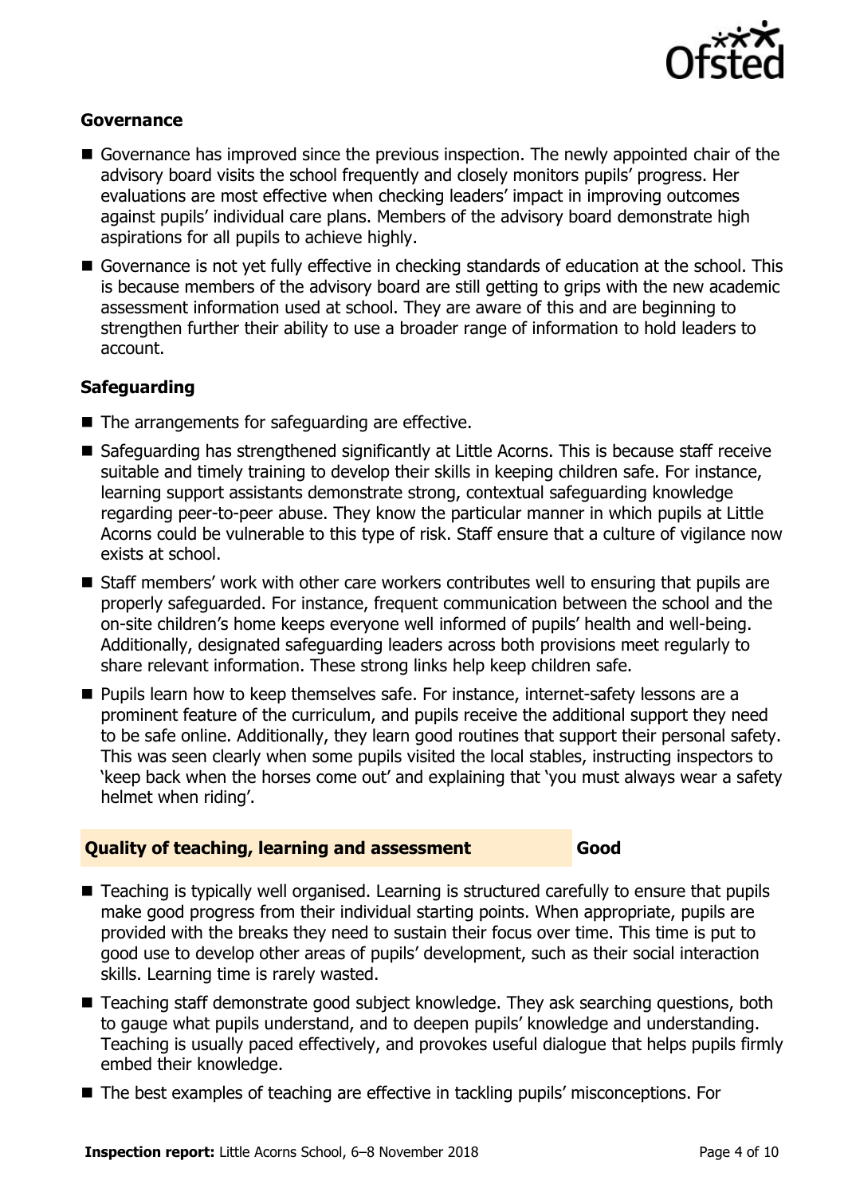### Governance

- Governance has improved since the previous inspection. The newly appointed chair of the advisory board visits the school frequently and closely monitors pupils' progress. Her evaluations are most effective when checking leaders' impact in improving outcomes against pupils' individual care plans. Members of the advisory board demonstrate high aspirations for all pupils to achieve highly.
- Governance is not yet fully effective in checking standards of education at the school. This is because members of the advisory board are still getting to grips with the new academic assessment information used at school. They are aware of this and are beginning to strengthen further their ability to use a broader range of information to hold leaders to account.

### Safeguarding

- The arrangements for safeguarding are effective.
- Safeguarding has strengthened significantly at Little Acorns. This is because staff receive suitable and timely training to develop their skills in keeping children safe. For instance, learning support assistants demonstrate strong, contextual safeguarding knowledge regarding peer-to-peer abuse. They know the particular manner in which pupils at Little Acorns could be vulnerable to this type of risk. Staff ensure that a culture of vigilance now exists at school.
- Staff members' work with other care workers contributes well to ensuring that pupils are properly safeguarded. For instance, frequent communication between the school and the on-site children's home keeps everyone well informed of pupils' health and well-being. Additionally, designated safeguarding leaders across both provisions meet regularly to share relevant information. These strong links help keep children safe.
- Pupils learn how to keep themselves safe. For instance, internet-safety lessons are a prominent feature of the curriculum, and pupils receive the additional support they need to be safe online. Additionally, they learn good routines that support their personal safety. This was seen clearly when some pupils visited the local stables, instructing inspectors to 'keep back when the horses come out' and explaining that 'you must always wear a safety helmet when riding'.

| Quality of teaching, learning and assessment | Good |
| --- | --- |

- Teaching is typically well organised. Learning is structured carefully to ensure that pupils make good progress from their individual starting points. When appropriate, pupils are provided with the breaks they need to sustain their focus over time. This time is put to good use to develop other areas of pupils' development, such as their social interaction skills. Learning time is rarely wasted.
- Teaching staff demonstrate good subject knowledge. They ask searching questions, both to gauge what pupils understand, and to deepen pupils' knowledge and understanding. Teaching is usually paced effectively, and provokes useful dialogue that helps pupils firmly embed their knowledge.
- The best examples of teaching are effective in tackling pupils' misconceptions. For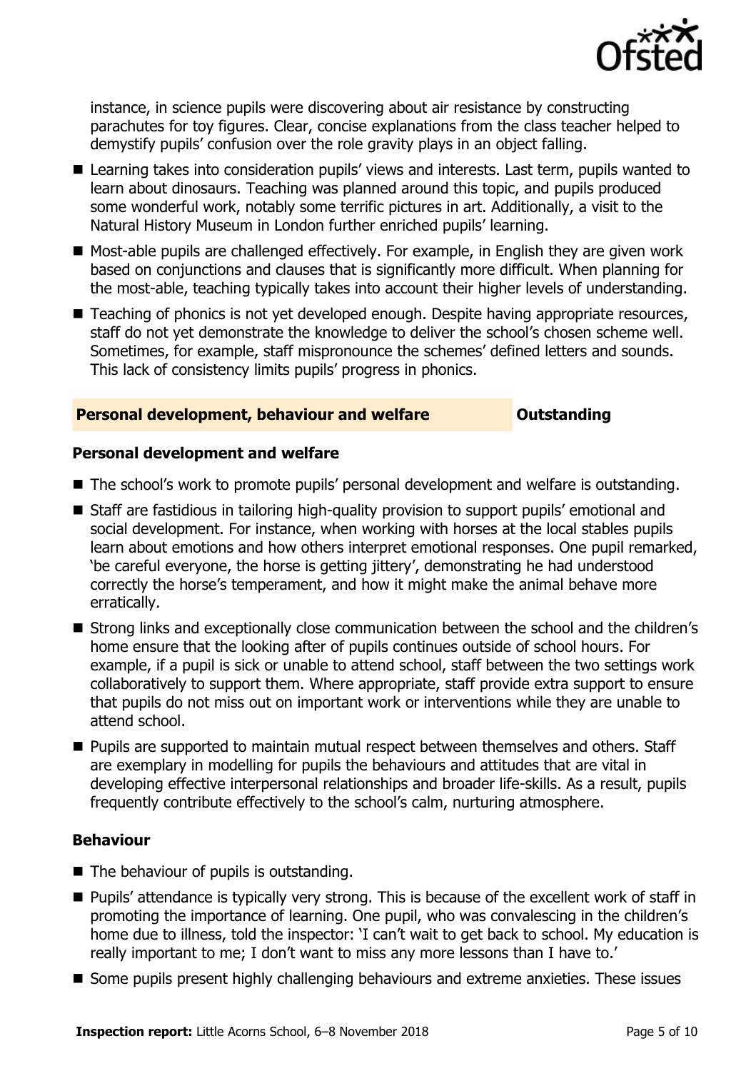instance, in science pupils were discovering about air resistance by constructing parachutes for toy figures. Clear, concise explanations from the class teacher helped to demystify pupils' confusion over the role gravity plays in an object falling.

- Learning takes into consideration pupils' views and interests. Last term, pupils wanted to learn about dinosaurs. Teaching was planned around this topic, and pupils produced some wonderful work, notably some terrific pictures in art. Additionally, a visit to the Natural History Museum in London further enriched pupils' learning.
- Most-able pupils are challenged effectively. For example, in English they are given work based on conjunctions and clauses that is significantly more difficult. When planning for the most-able, teaching typically takes into account their higher levels of understanding.
- Teaching of phonics is not yet developed enough. Despite having appropriate resources, staff do not yet demonstrate the knowledge to deliver the school's chosen scheme well. Sometimes, for example, staff mispronounce the schemes' defined letters and sounds. This lack of consistency limits pupils' progress in phonics.

## Personal development, behaviour and welfare — Outstanding

### Personal development and welfare

- The school's work to promote pupils' personal development and welfare is outstanding.
- Staff are fastidious in tailoring high-quality provision to support pupils' emotional and social development. For instance, when working with horses at the local stables pupils learn about emotions and how others interpret emotional responses. One pupil remarked, 'be careful everyone, the horse is getting jittery', demonstrating he had understood correctly the horse's temperament, and how it might make the animal behave more erratically.
- Strong links and exceptionally close communication between the school and the children's home ensure that the looking after of pupils continues outside of school hours. For example, if a pupil is sick or unable to attend school, staff between the two settings work collaboratively to support them. Where appropriate, staff provide extra support to ensure that pupils do not miss out on important work or interventions while they are unable to attend school.
- Pupils are supported to maintain mutual respect between themselves and others. Staff are exemplary in modelling for pupils the behaviours and attitudes that are vital in developing effective interpersonal relationships and broader life-skills. As a result, pupils frequently contribute effectively to the school's calm, nurturing atmosphere.

### Behaviour

- The behaviour of pupils is outstanding.
- Pupils' attendance is typically very strong. This is because of the excellent work of staff in promoting the importance of learning. One pupil, who was convalescing in the children's home due to illness, told the inspector: 'I can't wait to get back to school. My education is really important to me; I don't want to miss any more lessons than I have to.'
- Some pupils present highly challenging behaviours and extreme anxieties. These issues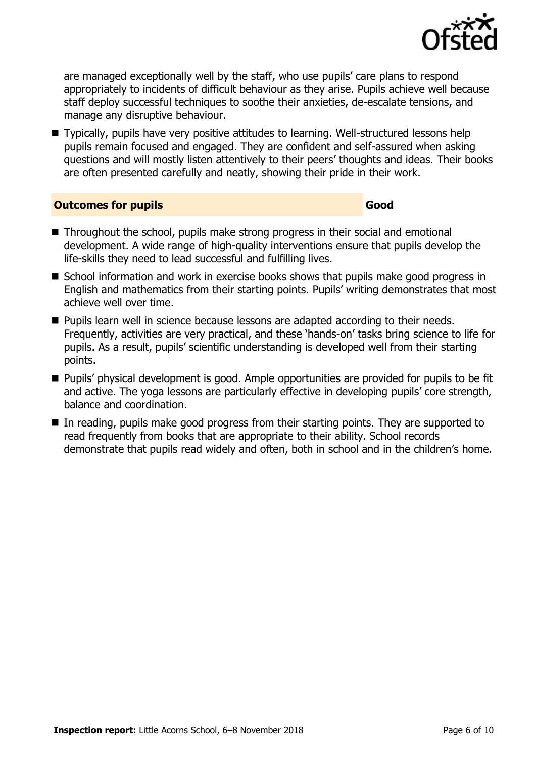are managed exceptionally well by the staff, who use pupils' care plans to respond appropriately to incidents of difficult behaviour as they arise. Pupils achieve well because staff deploy successful techniques to soothe their anxieties, de-escalate tensions, and manage any disruptive behaviour.

- Typically, pupils have very positive attitudes to learning. Well-structured lessons help pupils remain focused and engaged. They are confident and self-assured when asking questions and will mostly listen attentively to their peers' thoughts and ideas. Their books are often presented carefully and neatly, showing their pride in their work.

## Outcomes for pupils — Good

- Throughout the school, pupils make strong progress in their social and emotional development. A wide range of high-quality interventions ensure that pupils develop the life-skills they need to lead successful and fulfilling lives.
- School information and work in exercise books shows that pupils make good progress in English and mathematics from their starting points. Pupils' writing demonstrates that most achieve well over time.
- Pupils learn well in science because lessons are adapted according to their needs. Frequently, activities are very practical, and these 'hands-on' tasks bring science to life for pupils. As a result, pupils' scientific understanding is developed well from their starting points.
- Pupils' physical development is good. Ample opportunities are provided for pupils to be fit and active. The yoga lessons are particularly effective in developing pupils' core strength, balance and coordination.
- In reading, pupils make good progress from their starting points. They are supported to read frequently from books that are appropriate to their ability. School records demonstrate that pupils read widely and often, both in school and in the children's home.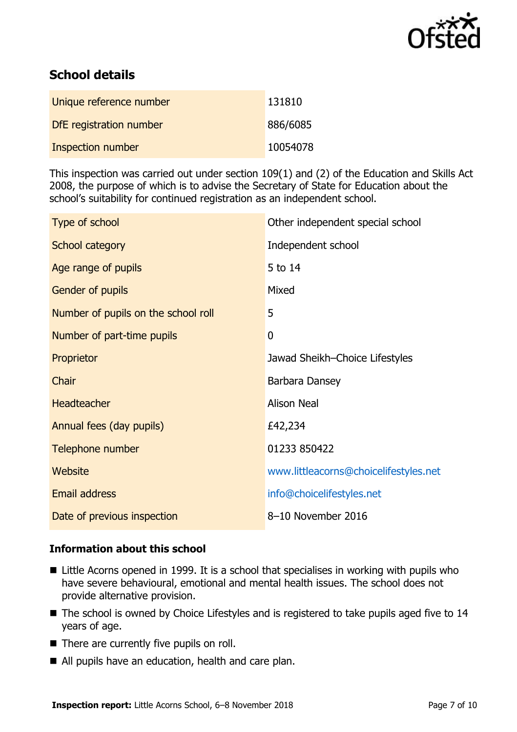## School details

| | |
|---|---|
| Unique reference number | 131810 |
| DfE registration number | 886/6085 |
| Inspection number | 10054078 |

This inspection was carried out under section 109(1) and (2) of the Education and Skills Act 2008, the purpose of which is to advise the Secretary of State for Education about the school's suitability for continued registration as an independent school.

| | |
|---|---|
| Type of school | Other independent special school |
| School category | Independent school |
| Age range of pupils | 5 to 14 |
| Gender of pupils | Mixed |
| Number of pupils on the school roll | 5 |
| Number of part-time pupils | 0 |
| Proprietor | Jawad Sheikh–Choice Lifestyles |
| Chair | Barbara Dansey |
| Headteacher | Alison Neal |
| Annual fees (day pupils) | £42,234 |
| Telephone number | 01233 850422 |
| Website | www.littleacorns@choicelifestyles.net |
| Email address | info@choicelifestyles.net |
| Date of previous inspection | 8–10 November 2016 |

### Information about this school

- Little Acorns opened in 1999. It is a school that specialises in working with pupils who have severe behavioural, emotional and mental health issues. The school does not provide alternative provision.
- The school is owned by Choice Lifestyles and is registered to take pupils aged five to 14 years of age.
- There are currently five pupils on roll.
- All pupils have an education, health and care plan.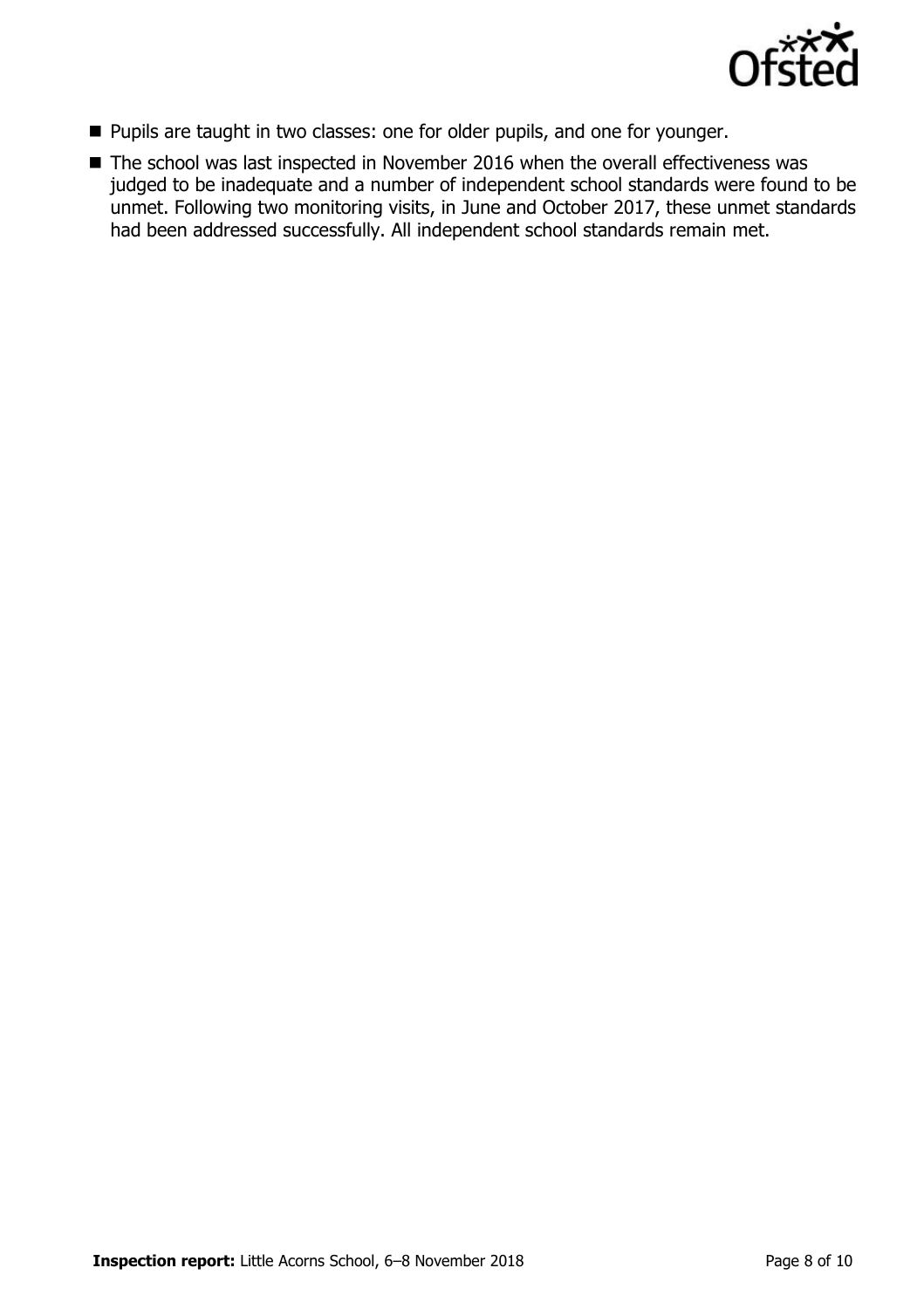- Pupils are taught in two classes: one for older pupils, and one for younger.
- The school was last inspected in November 2016 when the overall effectiveness was judged to be inadequate and a number of independent school standards were found to be unmet. Following two monitoring visits, in June and October 2017, these unmet standards had been addressed successfully. All independent school standards remain met.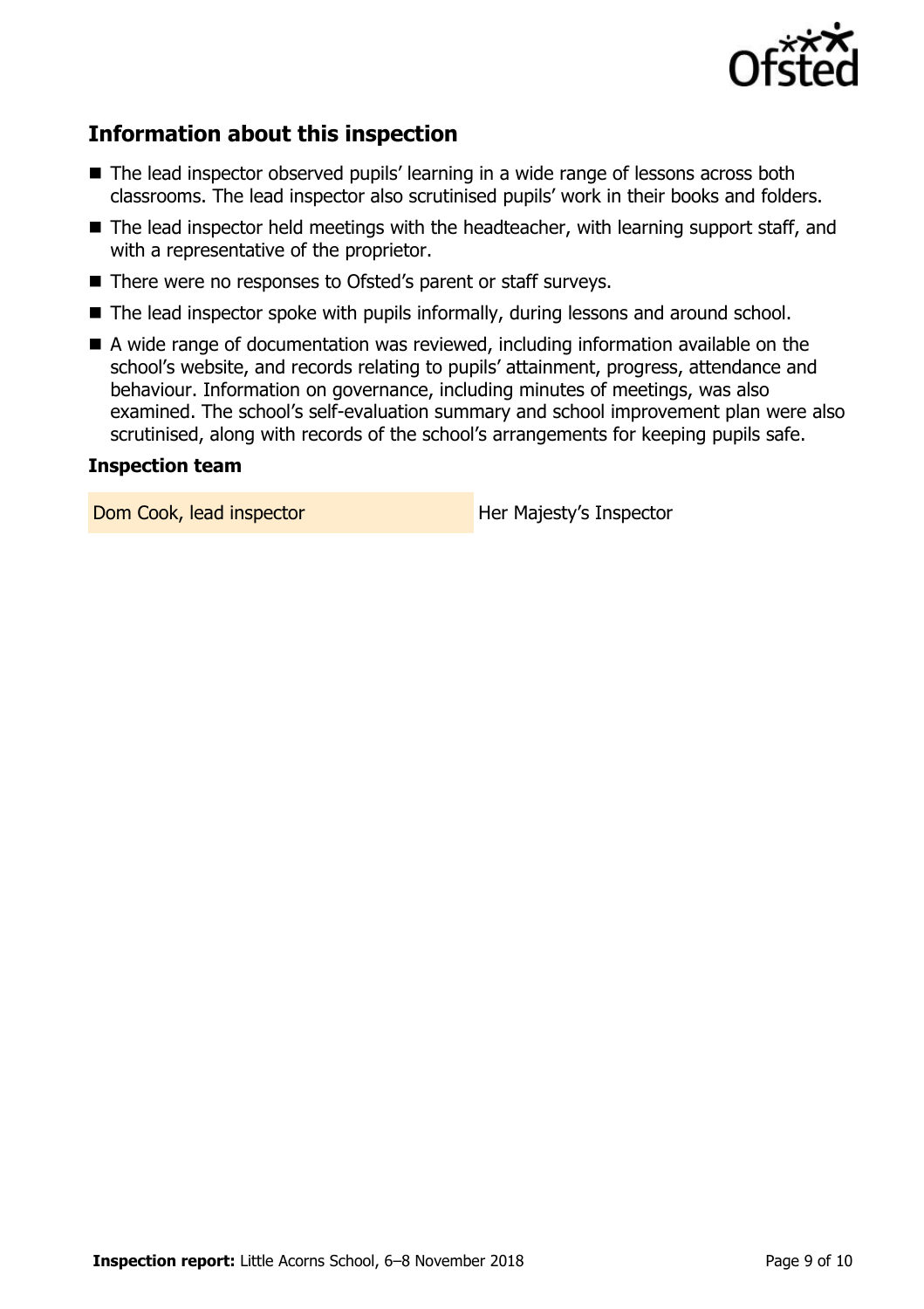## Information about this inspection

- The lead inspector observed pupils' learning in a wide range of lessons across both classrooms. The lead inspector also scrutinised pupils' work in their books and folders.
- The lead inspector held meetings with the headteacher, with learning support staff, and with a representative of the proprietor.
- There were no responses to Ofsted's parent or staff surveys.
- The lead inspector spoke with pupils informally, during lessons and around school.
- A wide range of documentation was reviewed, including information available on the school's website, and records relating to pupils' attainment, progress, attendance and behaviour. Information on governance, including minutes of meetings, was also examined. The school's self-evaluation summary and school improvement plan were also scrutinised, along with records of the school's arrangements for keeping pupils safe.

### Inspection team

| | |
|---|---|
| Dom Cook, lead inspector | Her Majesty's Inspector |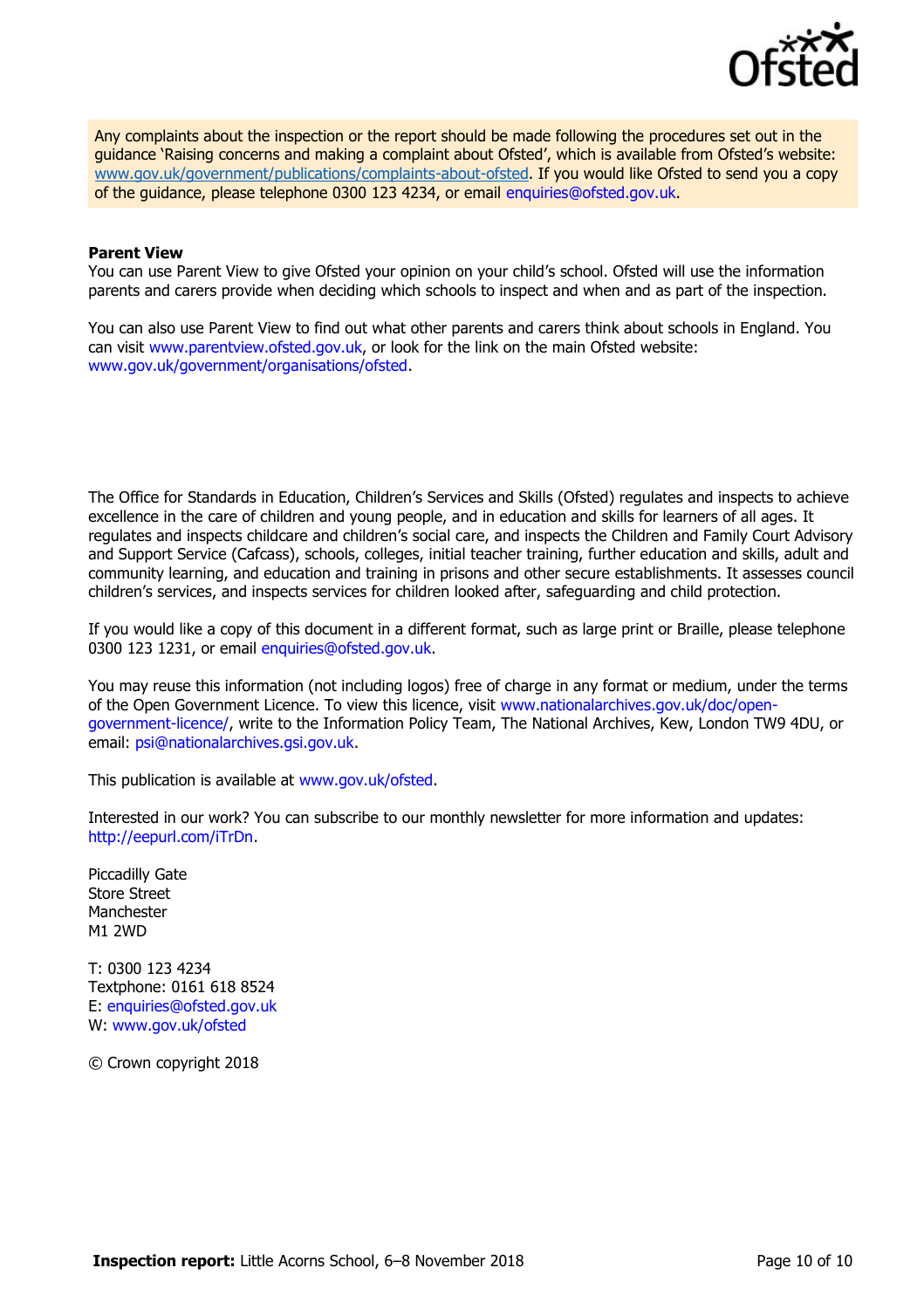Any complaints about the inspection or the report should be made following the procedures set out in the guidance 'Raising concerns and making a complaint about Ofsted', which is available from Ofsted's website: www.gov.uk/government/publications/complaints-about-ofsted. If you would like Ofsted to send you a copy of the guidance, please telephone 0300 123 4234, or email enquiries@ofsted.gov.uk.

**Parent View**

You can use Parent View to give Ofsted your opinion on your child's school. Ofsted will use the information parents and carers provide when deciding which schools to inspect and when and as part of the inspection.

You can also use Parent View to find out what other parents and carers think about schools in England. You can visit www.parentview.ofsted.gov.uk, or look for the link on the main Ofsted website: www.gov.uk/government/organisations/ofsted.

The Office for Standards in Education, Children's Services and Skills (Ofsted) regulates and inspects to achieve excellence in the care of children and young people, and in education and skills for learners of all ages. It regulates and inspects childcare and children's social care, and inspects the Children and Family Court Advisory and Support Service (Cafcass), schools, colleges, initial teacher training, further education and skills, adult and community learning, and education and training in prisons and other secure establishments. It assesses council children's services, and inspects services for children looked after, safeguarding and child protection.

If you would like a copy of this document in a different format, such as large print or Braille, please telephone 0300 123 1231, or email enquiries@ofsted.gov.uk.

You may reuse this information (not including logos) free of charge in any format or medium, under the terms of the Open Government Licence. To view this licence, visit www.nationalarchives.gov.uk/doc/open-government-licence/, write to the Information Policy Team, The National Archives, Kew, London TW9 4DU, or email: psi@nationalarchives.gsi.gov.uk.

This publication is available at www.gov.uk/ofsted.

Interested in our work? You can subscribe to our monthly newsletter for more information and updates: http://eepurl.com/iTrDn.

Piccadilly Gate
Store Street
Manchester
M1 2WD

T: 0300 123 4234
Textphone: 0161 618 8524
E: enquiries@ofsted.gov.uk
W: www.gov.uk/ofsted

© Crown copyright 2018